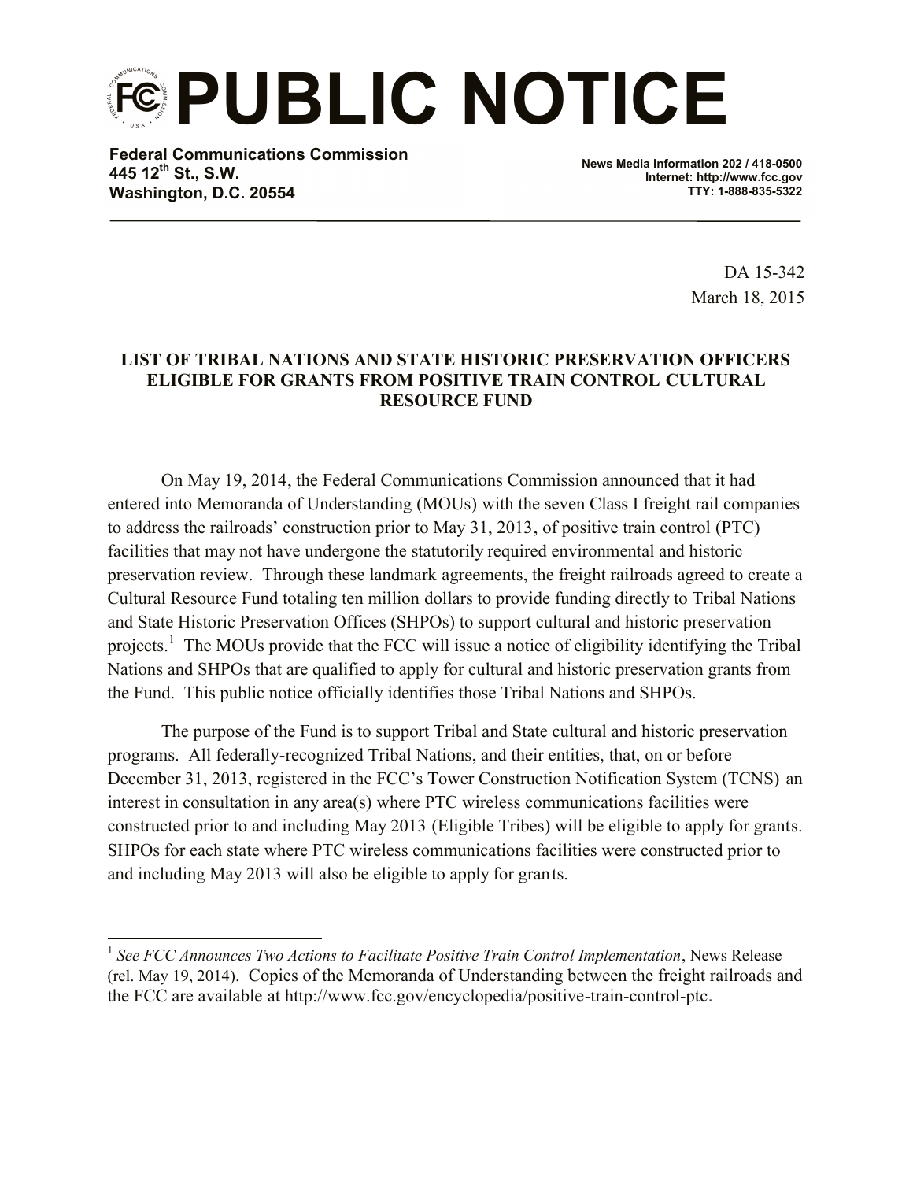# PUBLIC NOTICE

**Federal Communications Commission**
**445 12th St., S.W.**
**Washington, D.C. 20554**

**News Media Information 202 / 418-0500**
**Internet: http://www.fcc.gov**
**TTY: 1-888-835-5322**

DA 15-342
March 18, 2015

**LIST OF TRIBAL NATIONS AND STATE HISTORIC PRESERVATION OFFICERS ELIGIBLE FOR GRANTS FROM POSITIVE TRAIN CONTROL CULTURAL RESOURCE FUND**

On May 19, 2014, the Federal Communications Commission announced that it had entered into Memoranda of Understanding (MOUs) with the seven Class I freight rail companies to address the railroads' construction prior to May 31, 2013, of positive train control (PTC) facilities that may not have undergone the statutorily required environmental and historic preservation review. Through these landmark agreements, the freight railroads agreed to create a Cultural Resource Fund totaling ten million dollars to provide funding directly to Tribal Nations and State Historic Preservation Offices (SHPOs) to support cultural and historic preservation projects.[1] The MOUs provide that the FCC will issue a notice of eligibility identifying the Tribal Nations and SHPOs that are qualified to apply for cultural and historic preservation grants from the Fund. This public notice officially identifies those Tribal Nations and SHPOs.

The purpose of the Fund is to support Tribal and State cultural and historic preservation programs. All federally-recognized Tribal Nations, and their entities, that, on or before December 31, 2013, registered in the FCC's Tower Construction Notification System (TCNS) an interest in consultation in any area(s) where PTC wireless communications facilities were constructed prior to and including May 2013 (Eligible Tribes) will be eligible to apply for grants. SHPOs for each state where PTC wireless communications facilities were constructed prior to and including May 2013 will also be eligible to apply for grants.

---

[1] *See FCC Announces Two Actions to Facilitate Positive Train Control Implementation*, News Release (rel. May 19, 2014). Copies of the Memoranda of Understanding between the freight railroads and the FCC are available at http://www.fcc.gov/encyclopedia/positive-train-control-ptc.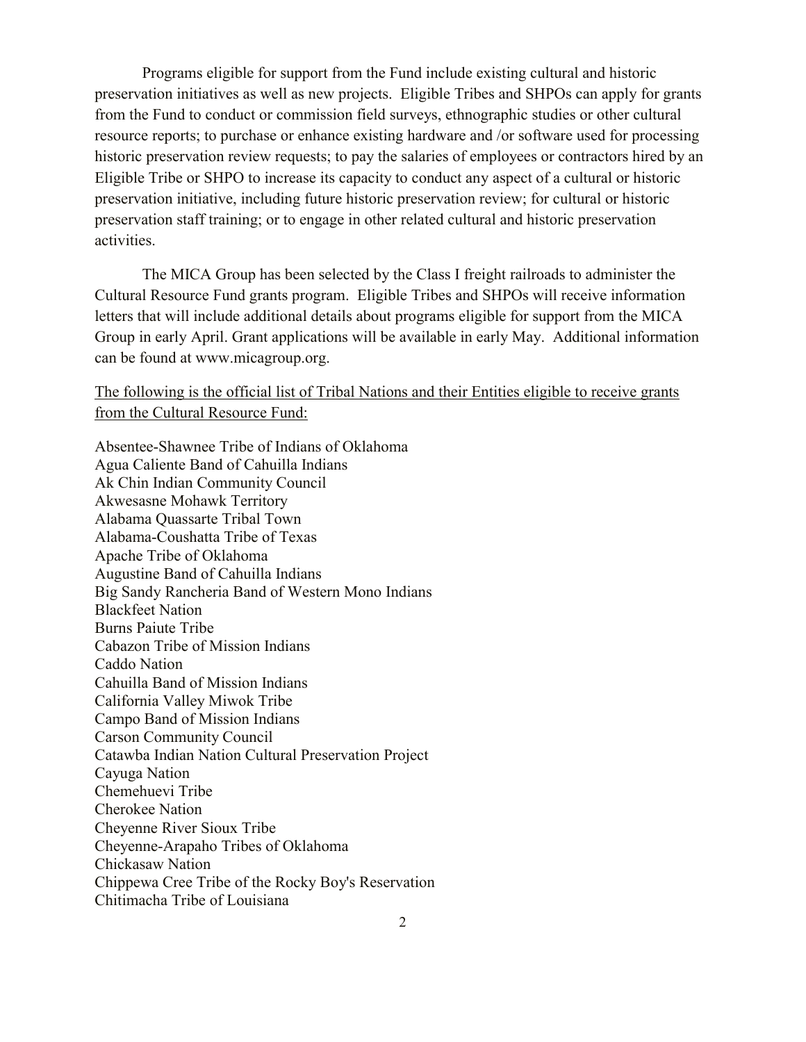Programs eligible for support from the Fund include existing cultural and historic preservation initiatives as well as new projects. Eligible Tribes and SHPOs can apply for grants from the Fund to conduct or commission field surveys, ethnographic studies or other cultural resource reports; to purchase or enhance existing hardware and /or software used for processing historic preservation review requests; to pay the salaries of employees or contractors hired by an Eligible Tribe or SHPO to increase its capacity to conduct any aspect of a cultural or historic preservation initiative, including future historic preservation review; for cultural or historic preservation staff training; or to engage in other related cultural and historic preservation activities.

The MICA Group has been selected by the Class I freight railroads to administer the Cultural Resource Fund grants program. Eligible Tribes and SHPOs will receive information letters that will include additional details about programs eligible for support from the MICA Group in early April. Grant applications will be available in early May. Additional information can be found at www.micagroup.org.

<u>The following is the official list of Tribal Nations and their Entities eligible to receive grants from the Cultural Resource Fund:</u>

Absentee-Shawnee Tribe of Indians of Oklahoma
Agua Caliente Band of Cahuilla Indians
Ak Chin Indian Community Council
Akwesasne Mohawk Territory
Alabama Quassarte Tribal Town
Alabama-Coushatta Tribe of Texas
Apache Tribe of Oklahoma
Augustine Band of Cahuilla Indians
Big Sandy Rancheria Band of Western Mono Indians
Blackfeet Nation
Burns Paiute Tribe
Cabazon Tribe of Mission Indians
Caddo Nation
Cahuilla Band of Mission Indians
California Valley Miwok Tribe
Campo Band of Mission Indians
Carson Community Council
Catawba Indian Nation Cultural Preservation Project
Cayuga Nation
Chemehuevi Tribe
Cherokee Nation
Cheyenne River Sioux Tribe
Cheyenne-Arapaho Tribes of Oklahoma
Chickasaw Nation
Chippewa Cree Tribe of the Rocky Boy's Reservation
Chitimacha Tribe of Louisiana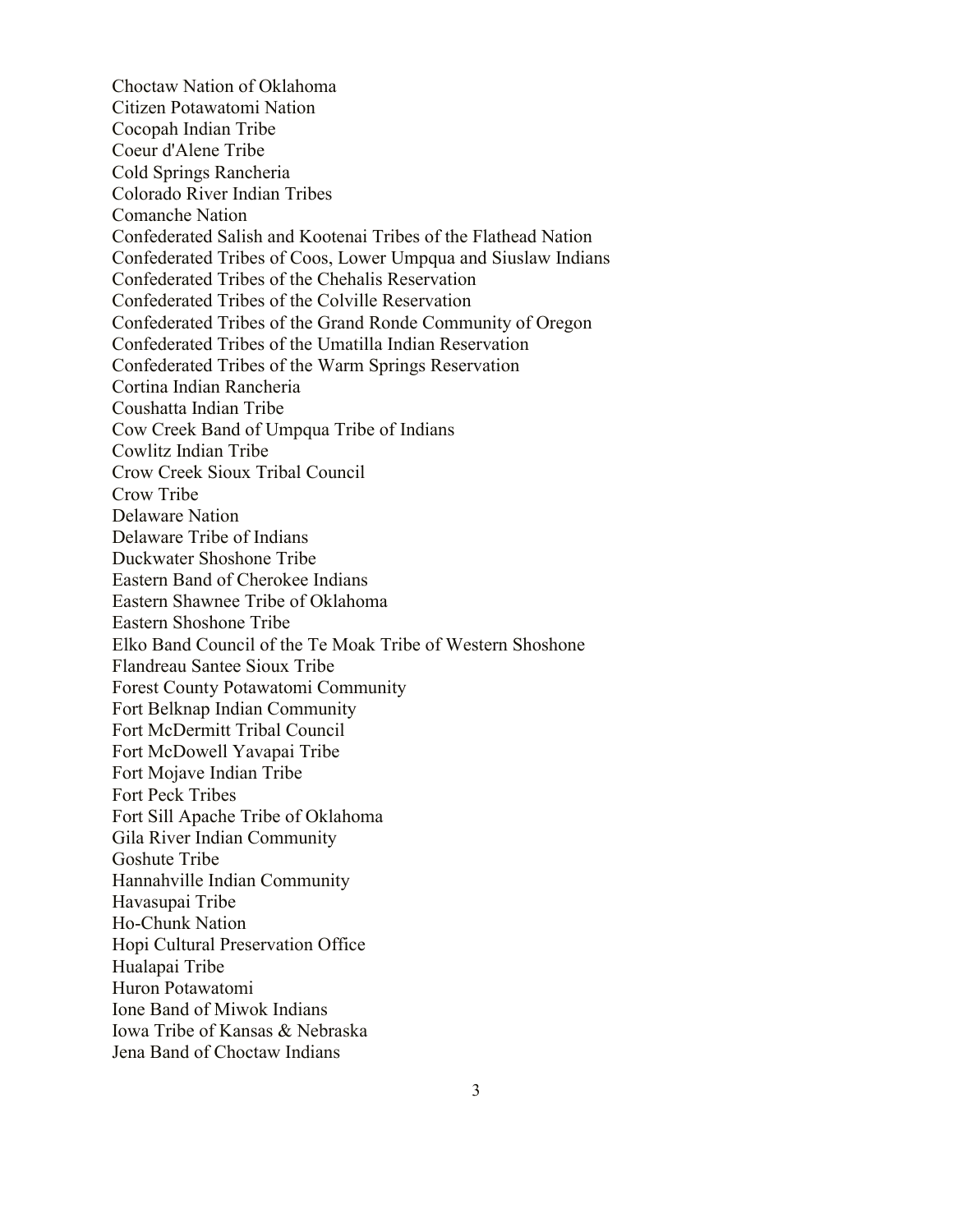Choctaw Nation of Oklahoma
Citizen Potawatomi Nation
Cocopah Indian Tribe
Coeur d'Alene Tribe
Cold Springs Rancheria
Colorado River Indian Tribes
Comanche Nation
Confederated Salish and Kootenai Tribes of the Flathead Nation
Confederated Tribes of Coos, Lower Umpqua and Siuslaw Indians
Confederated Tribes of the Chehalis Reservation
Confederated Tribes of the Colville Reservation
Confederated Tribes of the Grand Ronde Community of Oregon
Confederated Tribes of the Umatilla Indian Reservation
Confederated Tribes of the Warm Springs Reservation
Cortina Indian Rancheria
Coushatta Indian Tribe
Cow Creek Band of Umpqua Tribe of Indians
Cowlitz Indian Tribe
Crow Creek Sioux Tribal Council
Crow Tribe
Delaware Nation
Delaware Tribe of Indians
Duckwater Shoshone Tribe
Eastern Band of Cherokee Indians
Eastern Shawnee Tribe of Oklahoma
Eastern Shoshone Tribe
Elko Band Council of the Te Moak Tribe of Western Shoshone
Flandreau Santee Sioux Tribe
Forest County Potawatomi Community
Fort Belknap Indian Community
Fort McDermitt Tribal Council
Fort McDowell Yavapai Tribe
Fort Mojave Indian Tribe
Fort Peck Tribes
Fort Sill Apache Tribe of Oklahoma
Gila River Indian Community
Goshute Tribe
Hannahville Indian Community
Havasupai Tribe
Ho-Chunk Nation
Hopi Cultural Preservation Office
Hualapai Tribe
Huron Potawatomi
Ione Band of Miwok Indians
Iowa Tribe of Kansas & Nebraska
Jena Band of Choctaw Indians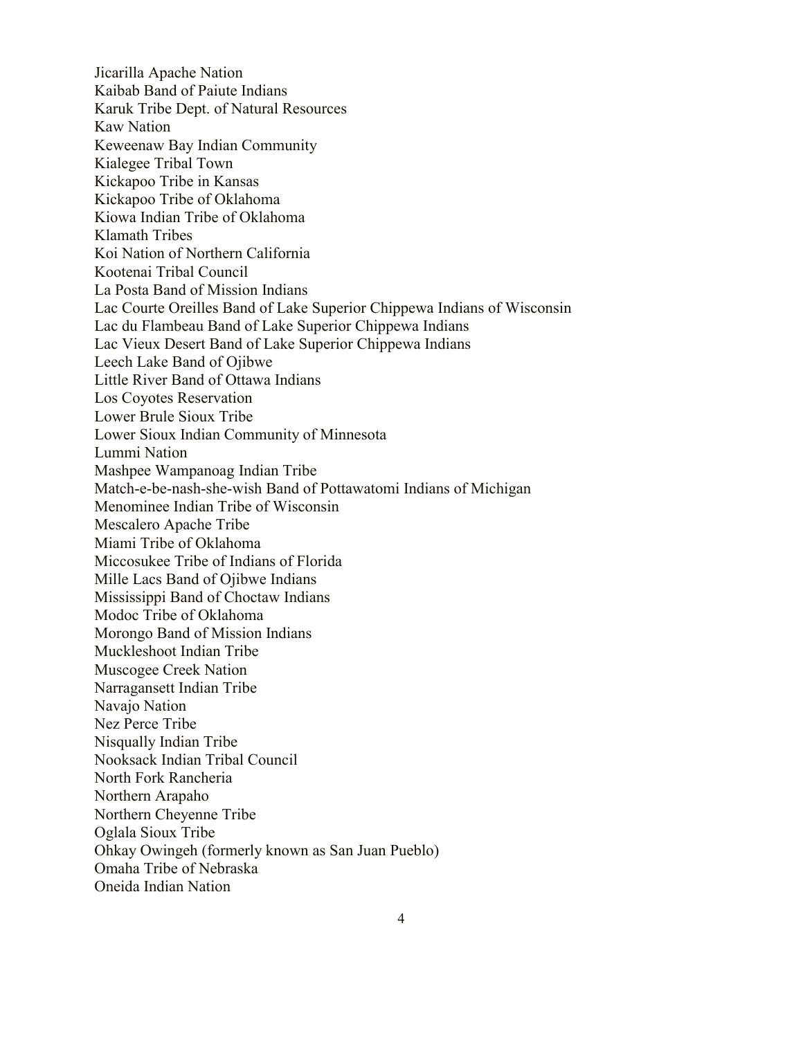Jicarilla Apache Nation
Kaibab Band of Paiute Indians
Karuk Tribe Dept. of Natural Resources
Kaw Nation
Keweenaw Bay Indian Community
Kialegee Tribal Town
Kickapoo Tribe in Kansas
Kickapoo Tribe of Oklahoma
Kiowa Indian Tribe of Oklahoma
Klamath Tribes
Koi Nation of Northern California
Kootenai Tribal Council
La Posta Band of Mission Indians
Lac Courte Oreilles Band of Lake Superior Chippewa Indians of Wisconsin
Lac du Flambeau Band of Lake Superior Chippewa Indians
Lac Vieux Desert Band of Lake Superior Chippewa Indians
Leech Lake Band of Ojibwe
Little River Band of Ottawa Indians
Los Coyotes Reservation
Lower Brule Sioux Tribe
Lower Sioux Indian Community of Minnesota
Lummi Nation
Mashpee Wampanoag Indian Tribe
Match-e-be-nash-she-wish Band of Pottawatomi Indians of Michigan
Menominee Indian Tribe of Wisconsin
Mescalero Apache Tribe
Miami Tribe of Oklahoma
Miccosukee Tribe of Indians of Florida
Mille Lacs Band of Ojibwe Indians
Mississippi Band of Choctaw Indians
Modoc Tribe of Oklahoma
Morongo Band of Mission Indians
Muckleshoot Indian Tribe
Muscogee Creek Nation
Narragansett Indian Tribe
Navajo Nation
Nez Perce Tribe
Nisqually Indian Tribe
Nooksack Indian Tribal Council
North Fork Rancheria
Northern Arapaho
Northern Cheyenne Tribe
Oglala Sioux Tribe
Ohkay Owingeh (formerly known as San Juan Pueblo)
Omaha Tribe of Nebraska
Oneida Indian Nation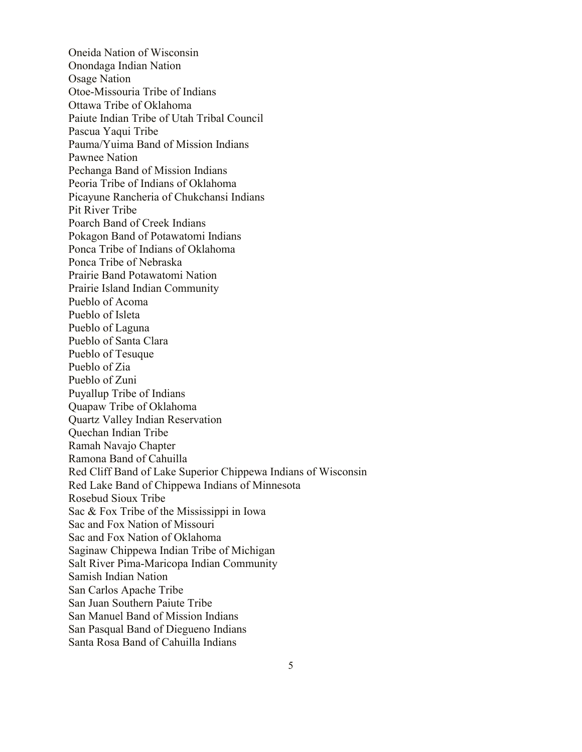Oneida Nation of Wisconsin
Onondaga Indian Nation
Osage Nation
Otoe-Missouria Tribe of Indians
Ottawa Tribe of Oklahoma
Paiute Indian Tribe of Utah Tribal Council
Pascua Yaqui Tribe
Pauma/Yuima Band of Mission Indians
Pawnee Nation
Pechanga Band of Mission Indians
Peoria Tribe of Indians of Oklahoma
Picayune Rancheria of Chukchansi Indians
Pit River Tribe
Poarch Band of Creek Indians
Pokagon Band of Potawatomi Indians
Ponca Tribe of Indians of Oklahoma
Ponca Tribe of Nebraska
Prairie Band Potawatomi Nation
Prairie Island Indian Community
Pueblo of Acoma
Pueblo of Isleta
Pueblo of Laguna
Pueblo of Santa Clara
Pueblo of Tesuque
Pueblo of Zia
Pueblo of Zuni
Puyallup Tribe of Indians
Quapaw Tribe of Oklahoma
Quartz Valley Indian Reservation
Quechan Indian Tribe
Ramah Navajo Chapter
Ramona Band of Cahuilla
Red Cliff Band of Lake Superior Chippewa Indians of Wisconsin
Red Lake Band of Chippewa Indians of Minnesota
Rosebud Sioux Tribe
Sac & Fox Tribe of the Mississippi in Iowa
Sac and Fox Nation of Missouri
Sac and Fox Nation of Oklahoma
Saginaw Chippewa Indian Tribe of Michigan
Salt River Pima-Maricopa Indian Community
Samish Indian Nation
San Carlos Apache Tribe
San Juan Southern Paiute Tribe
San Manuel Band of Mission Indians
San Pasqual Band of Diegueno Indians
Santa Rosa Band of Cahuilla Indians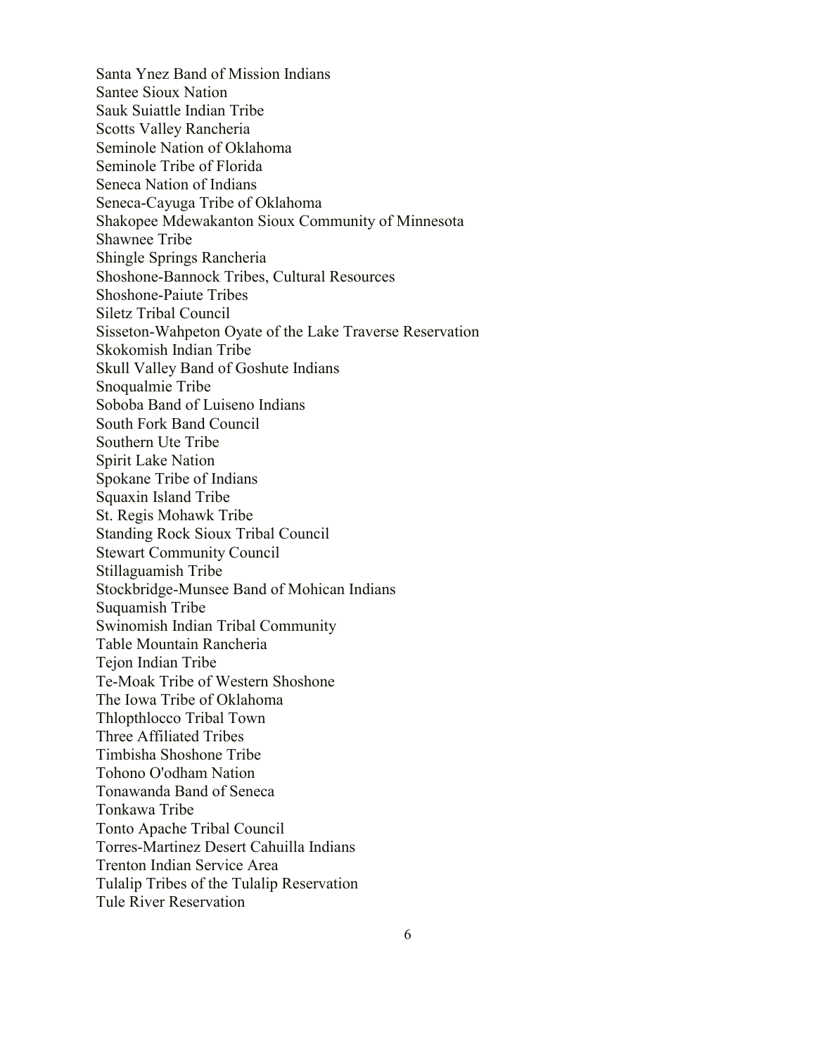Santa Ynez Band of Mission Indians
Santee Sioux Nation
Sauk Suiattle Indian Tribe
Scotts Valley Rancheria
Seminole Nation of Oklahoma
Seminole Tribe of Florida
Seneca Nation of Indians
Seneca-Cayuga Tribe of Oklahoma
Shakopee Mdewakanton Sioux Community of Minnesota
Shawnee Tribe
Shingle Springs Rancheria
Shoshone-Bannock Tribes, Cultural Resources
Shoshone-Paiute Tribes
Siletz Tribal Council
Sisseton-Wahpeton Oyate of the Lake Traverse Reservation
Skokomish Indian Tribe
Skull Valley Band of Goshute Indians
Snoqualmie Tribe
Soboba Band of Luiseno Indians
South Fork Band Council
Southern Ute Tribe
Spirit Lake Nation
Spokane Tribe of Indians
Squaxin Island Tribe
St. Regis Mohawk Tribe
Standing Rock Sioux Tribal Council
Stewart Community Council
Stillaguamish Tribe
Stockbridge-Munsee Band of Mohican Indians
Suquamish Tribe
Swinomish Indian Tribal Community
Table Mountain Rancheria
Tejon Indian Tribe
Te-Moak Tribe of Western Shoshone
The Iowa Tribe of Oklahoma
Thlopthlocco Tribal Town
Three Affiliated Tribes
Timbisha Shoshone Tribe
Tohono O'odham Nation
Tonawanda Band of Seneca
Tonkawa Tribe
Tonto Apache Tribal Council
Torres-Martinez Desert Cahuilla Indians
Trenton Indian Service Area
Tulalip Tribes of the Tulalip Reservation
Tule River Reservation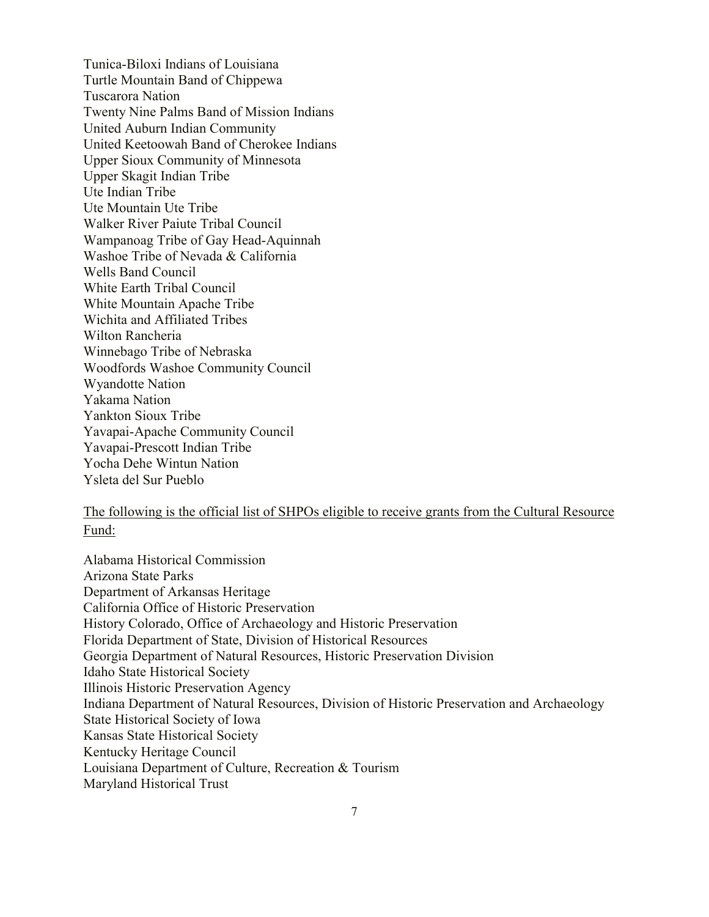Tunica-Biloxi Indians of Louisiana
Turtle Mountain Band of Chippewa
Tuscarora Nation
Twenty Nine Palms Band of Mission Indians
United Auburn Indian Community
United Keetoowah Band of Cherokee Indians
Upper Sioux Community of Minnesota
Upper Skagit Indian Tribe
Ute Indian Tribe
Ute Mountain Ute Tribe
Walker River Paiute Tribal Council
Wampanoag Tribe of Gay Head-Aquinnah
Washoe Tribe of Nevada & California
Wells Band Council
White Earth Tribal Council
White Mountain Apache Tribe
Wichita and Affiliated Tribes
Wilton Rancheria
Winnebago Tribe of Nebraska
Woodfords Washoe Community Council
Wyandotte Nation
Yakama Nation
Yankton Sioux Tribe
Yavapai-Apache Community Council
Yavapai-Prescott Indian Tribe
Yocha Dehe Wintun Nation
Ysleta del Sur Pueblo

<u>The following is the official list of SHPOs eligible to receive grants from the Cultural Resource Fund:</u>

Alabama Historical Commission
Arizona State Parks
Department of Arkansas Heritage
California Office of Historic Preservation
History Colorado, Office of Archaeology and Historic Preservation
Florida Department of State, Division of Historical Resources
Georgia Department of Natural Resources, Historic Preservation Division
Idaho State Historical Society
Illinois Historic Preservation Agency
Indiana Department of Natural Resources, Division of Historic Preservation and Archaeology
State Historical Society of Iowa
Kansas State Historical Society
Kentucky Heritage Council
Louisiana Department of Culture, Recreation & Tourism
Maryland Historical Trust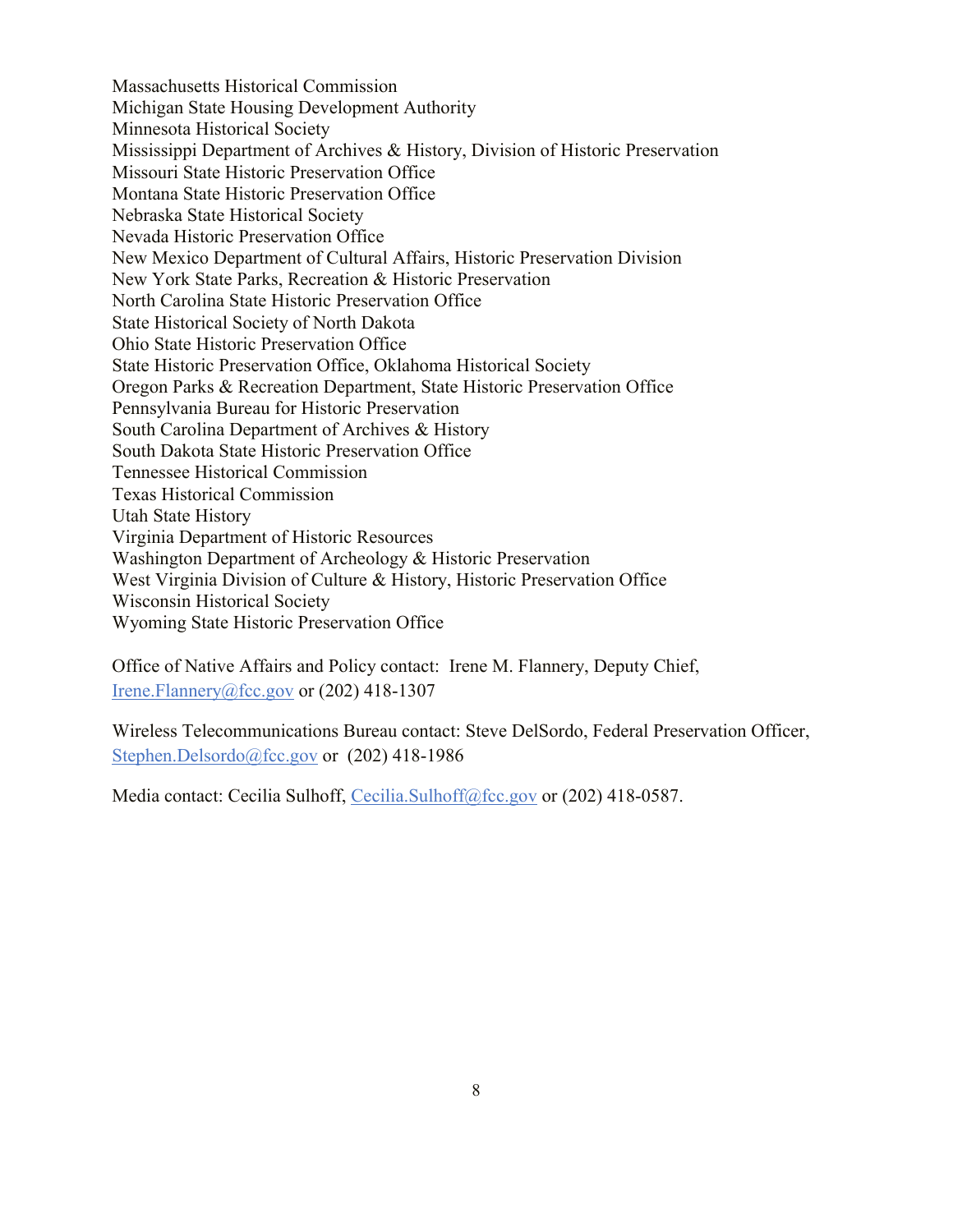Massachusetts Historical Commission
Michigan State Housing Development Authority
Minnesota Historical Society
Mississippi Department of Archives & History, Division of Historic Preservation
Missouri State Historic Preservation Office
Montana State Historic Preservation Office
Nebraska State Historical Society
Nevada Historic Preservation Office
New Mexico Department of Cultural Affairs, Historic Preservation Division
New York State Parks, Recreation & Historic Preservation
North Carolina State Historic Preservation Office
State Historical Society of North Dakota
Ohio State Historic Preservation Office
State Historic Preservation Office, Oklahoma Historical Society
Oregon Parks & Recreation Department, State Historic Preservation Office
Pennsylvania Bureau for Historic Preservation
South Carolina Department of Archives & History
South Dakota State Historic Preservation Office
Tennessee Historical Commission
Texas Historical Commission
Utah State History
Virginia Department of Historic Resources
Washington Department of Archeology & Historic Preservation
West Virginia Division of Culture & History, Historic Preservation Office
Wisconsin Historical Society
Wyoming State Historic Preservation Office

Office of Native Affairs and Policy contact: Irene M. Flannery, Deputy Chief, Irene.Flannery@fcc.gov or (202) 418-1307

Wireless Telecommunications Bureau contact: Steve DelSordo, Federal Preservation Officer, Stephen.Delsordo@fcc.gov or (202) 418-1986

Media contact: Cecilia Sulhoff, Cecilia.Sulhoff@fcc.gov or (202) 418-0587.